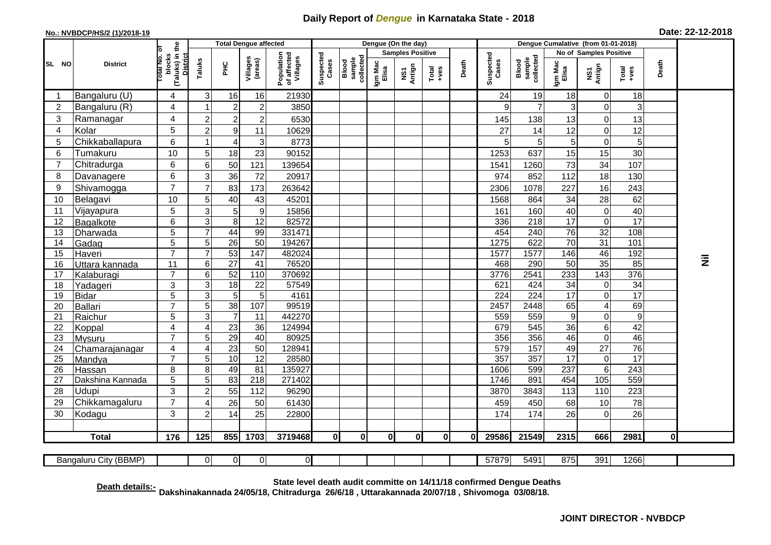# Daily Report of *Dengue* in Karnataka State - 2018

**No.: NVBDCP/HS/2 (1)/2018-19**

**Date: 22-12-2018**

| SL NO | District | Total No. of blocks (Taluks) in the District | Total Dengue affected | | | | Dengue (On the day) | | | | | | Dengue Cumalative (from 01-01-2018) | | | | | | |
|---|---|---|---|---|---|---|---|---|---|---|---|---|---|---|---|---|---|---|---|
| | | | Taluks | PHC | Villages (areas) | Population of affected Villages | Suspected Cases | Blood sample collected | Samples Positive | | | Death | Suspected Cases | Blood sample collected | No of Samples Positive | | | Death | |
| | | | | | | | | | Igm Mac Elisa | NS1 Antign | Total +ves | | | | Igm Mac Elisa | NS1 Antign | Total +ves | | |
| 1 | Bangaluru (U) | 4 | 3 | 16 | 16 | 21930 | | | | | | | 24 | 19 | 18 | 0 | 18 | | Nil |
| 2 | Bangaluru (R) | 4 | 1 | 2 | 2 | 3850 | | | | | | | 9 | 7 | 3 | 0 | 3 | | |
| 3 | Ramanagar | 4 | 2 | 2 | 2 | 6530 | | | | | | | 145 | 138 | 13 | 0 | 13 | | |
| 4 | Kolar | 5 | 2 | 9 | 11 | 10629 | | | | | | | 27 | 14 | 12 | 0 | 12 | | |
| 5 | Chikkaballapura | 6 | 1 | 4 | 3 | 8773 | | | | | | | 5 | 5 | 5 | 0 | 5 | | |
| 6 | Tumakuru | 10 | 5 | 18 | 23 | 90152 | | | | | | | 1253 | 637 | 15 | 15 | 30 | | |
| 7 | Chitradurga | 6 | 6 | 50 | 121 | 139654 | | | | | | | 1541 | 1260 | 73 | 34 | 107 | | |
| 8 | Davanagere | 6 | 3 | 36 | 72 | 20917 | | | | | | | 974 | 852 | 112 | 18 | 130 | | |
| 9 | Shivamogga | 7 | 7 | 83 | 173 | 263642 | | | | | | | 2306 | 1078 | 227 | 16 | 243 | | |
| 10 | Belagavi | 10 | 5 | 40 | 43 | 45201 | | | | | | | 1568 | 864 | 34 | 28 | 62 | | |
| 11 | Vijayapura | 5 | 3 | 5 | 9 | 15856 | | | | | | | 161 | 160 | 40 | 0 | 40 | | |
| 12 | Bagalkote | 6 | 3 | 8 | 12 | 82572 | | | | | | | 336 | 218 | 17 | 0 | 17 | | |
| 13 | Dharwada | 5 | 7 | 44 | 99 | 331471 | | | | | | | 454 | 240 | 76 | 32 | 108 | | |
| 14 | Gadag | 5 | 5 | 26 | 50 | 194267 | | | | | | | 1275 | 622 | 70 | 31 | 101 | | |
| 15 | Haveri | 7 | 7 | 53 | 147 | 482024 | | | | | | | 1577 | 1577 | 146 | 46 | 192 | | |
| 16 | Uttara kannada | 11 | 6 | 27 | 41 | 76520 | | | | | | | 468 | 290 | 50 | 35 | 85 | | |
| 17 | Kalaburagi | 7 | 6 | 52 | 110 | 370692 | | | | | | | 3776 | 2541 | 233 | 143 | 376 | | |
| 18 | Yadageri | 3 | 3 | 18 | 22 | 57549 | | | | | | | 621 | 424 | 34 | 0 | 34 | | |
| 19 | Bidar | 5 | 3 | 5 | 5 | 4161 | | | | | | | 224 | 224 | 17 | 0 | 17 | | |
| 20 | Ballari | 7 | 5 | 38 | 107 | 99519 | | | | | | | 2457 | 2448 | 65 | 4 | 69 | | |
| 21 | Raichur | 5 | 3 | 7 | 11 | 442270 | | | | | | | 559 | 559 | 9 | 0 | 9 | | |
| 22 | Koppal | 4 | 4 | 23 | 36 | 124994 | | | | | | | 679 | 545 | 36 | 6 | 42 | | |
| 23 | Mysuru | 7 | 5 | 29 | 40 | 80925 | | | | | | | 356 | 356 | 46 | 0 | 46 | | |
| 24 | Chamarajanagar | 4 | 4 | 23 | 50 | 128941 | | | | | | | 579 | 157 | 49 | 27 | 76 | | |
| 25 | Mandya | 7 | 5 | 10 | 12 | 28580 | | | | | | | 357 | 357 | 17 | 0 | 17 | | |
| 26 | Hassan | 8 | 8 | 49 | 81 | 135927 | | | | | | | 1606 | 599 | 237 | 6 | 243 | | |
| 27 | Dakshina Kannada | 5 | 5 | 83 | 218 | 271402 | | | | | | | 1746 | 891 | 454 | 105 | 559 | | |
| 28 | Udupi | 3 | 2 | 55 | 112 | 96290 | | | | | | | 3870 | 3843 | 113 | 110 | 223 | | |
| 29 | Chikkamagaluru | 7 | 4 | 26 | 50 | 61430 | | | | | | | 459 | 450 | 68 | 10 | 78 | | |
| 30 | Kodagu | 3 | 2 | 14 | 25 | 22800 | | | | | | | 174 | 174 | 26 | 0 | 26 | | |
| | **Total** | **176** | **125** | **855** | **1703** | **3719468** | **0** | **0** | **0** | **0** | **0** | **0** | **29586** | **21549** | **2315** | **666** | **2981** | **0** | |
| | Bangaluru City (BBMP) | | 0 | 0 | 0 | 0 | | | | | | | 57879 | 5491 | 875 | 391 | 1266 | | |

**Death details:-** **State level death audit committe on 14/11/18 confirmed Dengue Deaths Dakshinakannada 24/05/18, Chitradurga 26/6/18 , Uttarakannada 20/07/18 , Shivomoga 03/08/18.**

**JOINT DIRECTOR - NVBDCP**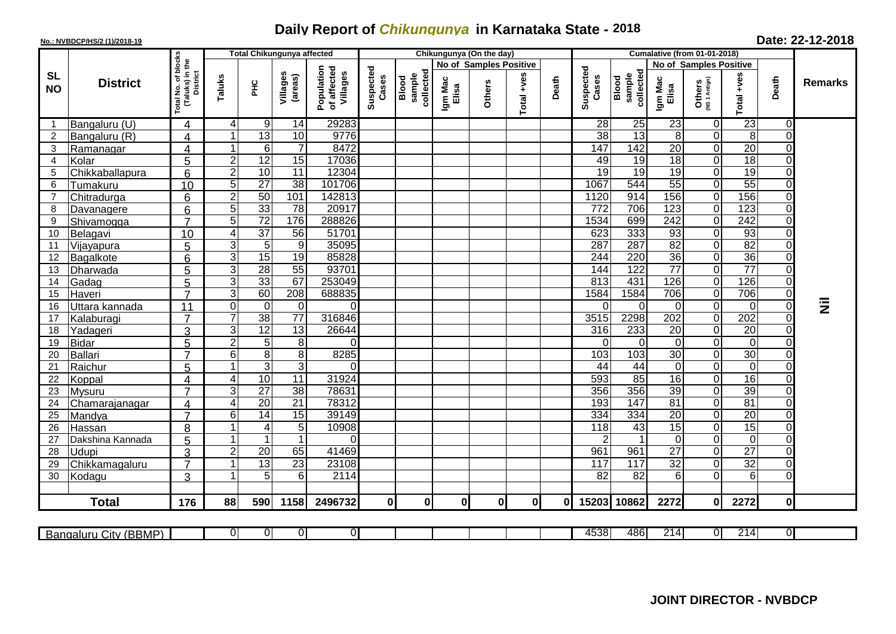# Daily Report of *Chikungunya* in Karnataka State - 2018

**No.: NVBDCP/HS/2 (1)/2018-19**

**Date: 22-12-2018**

| SL NO | District | Total No. of blocks (Taluks) in the District | Total Chikungunya affected | | | | Chikungunya (On the day) | | | | | | | Cumalative (from 01-01-2018) | | | | | | | Remarks |
|---|---|---|---|---|---|---|---|---|---|---|---|---|---|---|---|---|---|---|---|---|---|
| | | | Taluks | PHC | Villages (areas) | Population of affected Villages | Suspected Cases | Blood sample collected | No of Samples Positive | | | Death | Suspected Cases | Blood sample collected | No of Samples Positive | | | Death | |
| | | | | | | | | | Igm Mac Elisa | Others | Total +ves | | | | Igm Mac Elisa | Others (NS 1 Antign) | Total +ves | | |
| 1 | Bangaluru (U) | 4 | 4 | 9 | 14 | 29283 | | | | | | | 28 | 25 | 23 | 0 | 23 | 0 | Nil |
| 2 | Bangaluru (R) | 4 | 1 | 13 | 10 | 9776 | | | | | | | 38 | 13 | 8 | 0 | 8 | 0 | |
| 3 | Ramanagar | 4 | 1 | 6 | 7 | 8472 | | | | | | | 147 | 142 | 20 | 0 | 20 | 0 | |
| 4 | Kolar | 5 | 2 | 12 | 15 | 17036 | | | | | | | 49 | 19 | 18 | 0 | 18 | 0 | |
| 5 | Chikkaballapura | 6 | 2 | 10 | 11 | 12304 | | | | | | | 19 | 19 | 19 | 0 | 19 | 0 | |
| 6 | Tumakuru | 10 | 5 | 27 | 38 | 101706 | | | | | | | 1067 | 544 | 55 | 0 | 55 | 0 | |
| 7 | Chitradurga | 6 | 2 | 50 | 101 | 142813 | | | | | | | 1120 | 914 | 156 | 0 | 156 | 0 | |
| 8 | Davanagere | 6 | 5 | 33 | 78 | 20917 | | | | | | | 772 | 706 | 123 | 0 | 123 | 0 | |
| 9 | Shivamogga | 7 | 5 | 72 | 176 | 288826 | | | | | | | 1534 | 699 | 242 | 0 | 242 | 0 | |
| 10 | Belagavi | 10 | 4 | 37 | 56 | 51701 | | | | | | | 623 | 333 | 93 | 0 | 93 | 0 | |
| 11 | Vijayapura | 5 | 3 | 5 | 9 | 35095 | | | | | | | 287 | 287 | 82 | 0 | 82 | 0 | |
| 12 | Bagalkote | 6 | 3 | 15 | 19 | 85828 | | | | | | | 244 | 220 | 36 | 0 | 36 | 0 | |
| 13 | Dharwada | 5 | 3 | 28 | 55 | 93701 | | | | | | | 144 | 122 | 77 | 0 | 77 | 0 | |
| 14 | Gadag | 5 | 3 | 33 | 67 | 253049 | | | | | | | 813 | 431 | 126 | 0 | 126 | 0 | |
| 15 | Haveri | 7 | 3 | 60 | 208 | 688835 | | | | | | | 1584 | 1584 | 706 | 0 | 706 | 0 | |
| 16 | Uttara kannada | 11 | 0 | 0 | 0 | 0 | | | | | | | 0 | 0 | 0 | 0 | 0 | 0 | |
| 17 | Kalaburagi | 7 | 7 | 38 | 77 | 316846 | | | | | | | 3515 | 2298 | 202 | 0 | 202 | 0 | |
| 18 | Yadageri | 3 | 3 | 12 | 13 | 26644 | | | | | | | 316 | 233 | 20 | 0 | 20 | 0 | |
| 19 | Bidar | 5 | 2 | 5 | 8 | 0 | | | | | | | 0 | 0 | 0 | 0 | 0 | 0 | |
| 20 | Ballari | 7 | 6 | 8 | 8 | 8285 | | | | | | | 103 | 103 | 30 | 0 | 30 | 0 | |
| 21 | Raichur | 5 | 1 | 3 | 3 | 0 | | | | | | | 44 | 44 | 0 | 0 | 0 | 0 | |
| 22 | Koppal | 4 | 4 | 10 | 11 | 31924 | | | | | | | 593 | 85 | 16 | 0 | 16 | 0 | |
| 23 | Mysuru | 7 | 3 | 27 | 38 | 78631 | | | | | | | 356 | 356 | 39 | 0 | 39 | 0 | |
| 24 | Chamarajanagar | 4 | 4 | 20 | 21 | 78312 | | | | | | | 193 | 147 | 81 | 0 | 81 | 0 | |
| 25 | Mandya | 7 | 6 | 14 | 15 | 39149 | | | | | | | 334 | 334 | 20 | 0 | 20 | 0 | |
| 26 | Hassan | 8 | 1 | 4 | 5 | 10908 | | | | | | | 118 | 43 | 15 | 0 | 15 | 0 | |
| 27 | Dakshina Kannada | 5 | 1 | 1 | 1 | 0 | | | | | | | 2 | 1 | 0 | 0 | 0 | 0 | |
| 28 | Udupi | 3 | 2 | 20 | 65 | 41469 | | | | | | | 961 | 961 | 27 | 0 | 27 | 0 | |
| 29 | Chikkamagaluru | 7 | 1 | 13 | 23 | 23108 | | | | | | | 117 | 117 | 32 | 0 | 32 | 0 | |
| 30 | Kodagu | 3 | 1 | 5 | 6 | 2114 | | | | | | | 82 | 82 | 6 | 0 | 6 | 0 | |
| **Total** | | **176** | **88** | **590** | **1158** | **2496732** | **0** | **0** | **0** | **0** | **0** | **0** | **15203** | **10862** | **2272** | **0** | **2272** | **0** | |

| | | | | | | | | | | | | | | | | | | |
|---|---|---|---|---|---|---|---|---|---|---|---|---|---|---|---|---|---|---|
| Bangaluru City (BBMP) | | 0 | 0 | 0 | 0 | | | | | | | 4538 | 486 | 214 | 0 | 214 | 0 | |

**JOINT DIRECTOR - NVBDCP**